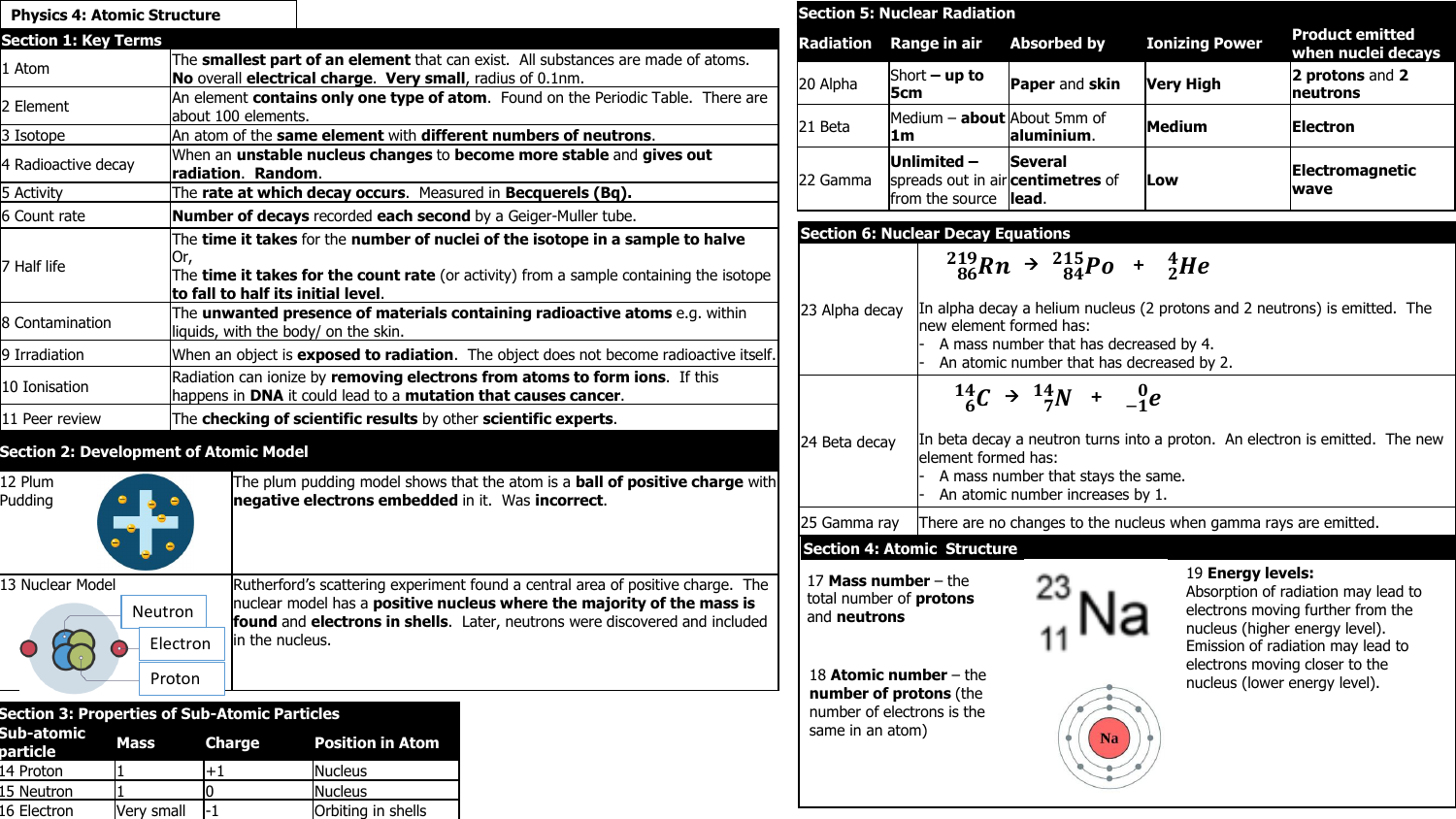# Physics 4: Atomic Structure

## Section 1: Key Terms

| | |
|---|---|
| 1 Atom | The **smallest part of an element** that can exist. All substances are made of atoms. **No** overall **electrical charge**. **Very small**, radius of 0.1nm. |
| 2 Element | An element **contains only one type of atom**. Found on the Periodic Table. There are about 100 elements. |
| 3 Isotope | An atom of the **same element** with **different numbers of neutrons**. |
| 4 Radioactive decay | When an **unstable nucleus changes** to **become more stable** and **gives out radiation**. **Random**. |
| 5 Activity | The **rate at which decay occurs**. Measured in **Becquerels (Bq).** |
| 6 Count rate | **Number of decays** recorded **each second** by a Geiger-Muller tube. |
| 7 Half life | The **time it takes** for the **number of nuclei of the isotope in a sample to halve** Or, The **time it takes for the count rate** (or activity) from a sample containing the isotope **to fall to half its initial level**. |
| 8 Contamination | The **unwanted presence of materials containing radioactive atoms** e.g. within liquids, with the body/ on the skin. |
| 9 Irradiation | When an object is **exposed to radiation**. The object does not become radioactive itself. |
| 10 Ionisation | Radiation can ionize by **removing electrons from atoms to form ions**. If this happens in **DNA** it could lead to a **mutation that causes cancer**. |
| 11 Peer review | The **checking of scientific results** by other **scientific experts**. |

## Section 2: Development of Atomic Model

| | |
|---|---|
| 12 Plum Pudding | The plum pudding model shows that the atom is a **ball of positive charge** with **negative electrons embedded** in it. Was **incorrect**. |
| 13 Nuclear Model (Neutron, Electron, Proton) | Rutherford's scattering experiment found a central area of positive charge. The nuclear model has a **positive nucleus where the majority of the mass is found** and **electrons in shells**. Later, neutrons were discovered and included in the nucleus. |

## Section 3: Properties of Sub-Atomic Particles

| Sub-atomic particle | Mass | Charge | Position in Atom |
|---|---|---|---|
| 14 Proton | 1 | +1 | Nucleus |
| 15 Neutron | 1 | 0 | Nucleus |
| 16 Electron | Very small | -1 | Orbiting in shells |

## Section 5: Nuclear Radiation

| Radiation | Range in air | Absorbed by | Ionizing Power | Product emitted when nuclei decays |
|---|---|---|---|---|
| 20 Alpha | Short **– up to 5cm** | **Paper** and **skin** | **Very High** | **2 protons** and **2 neutrons** |
| 21 Beta | Medium – **about 1m** | About 5mm of **aluminium**. | **Medium** | **Electron** |
| 22 Gamma | **Unlimited –** spreads out in air from the source | **Several centimetres** of **lead**. | **Low** | **Electromagnetic wave** |

## Section 6: Nuclear Decay Equations

| | |
|---|---|
| 23 Alpha decay | $^{219}_{86}Rn \rightarrow \, ^{215}_{84}Po + \, ^{4}_{2}He$ <br> In alpha decay a helium nucleus (2 protons and 2 neutrons) is emitted. The new element formed has: <br> - A mass number that has decreased by 4. <br> - An atomic number that has decreased by 2. |
| 24 Beta decay | $^{14}_{6}C \rightarrow \, ^{14}_{7}N + \, ^{0}_{-1}e$ <br> In beta decay a neutron turns into a proton. An electron is emitted. The new element formed has: <br> - A mass number that stays the same. <br> - An atomic number increases by 1. |
| 25 Gamma ray | There are no changes to the nucleus when gamma rays are emitted. |

## Section 4: Atomic Structure

17 **Mass number** – the total number of **protons** and **neutrons**

18 **Atomic number** – the **number of protons** (the number of electrons is the same in an atom)

$^{23}_{11}Na$

19 **Energy levels:** Absorption of radiation may lead to electrons moving further from the nucleus (higher energy level). Emission of radiation may lead to electrons moving closer to the nucleus (lower energy level).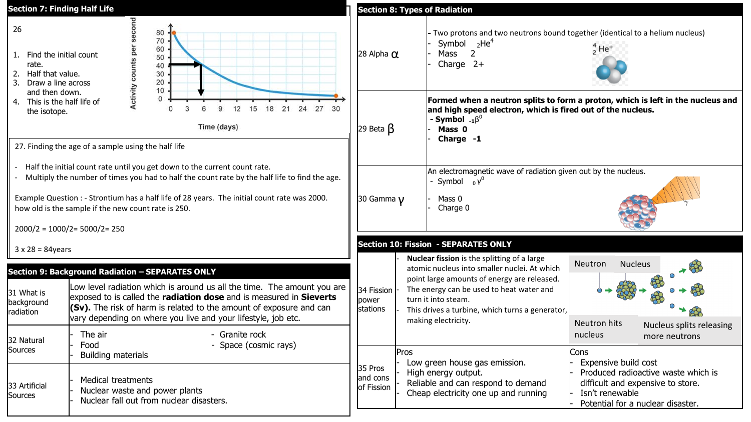## Section 7: Finding Half Life

26

1. Find the initial count rate.
2. Half that value.
3. Draw a line across and then down.
4. This is the half life of the isotope.

27. Finding the age of a sample using the half life

- Half the initial count rate until you get down to the current count rate.
- Multiply the number of times you had to half the count rate by the half life to find the age.

Example Question : - Strontium has a half life of 28 years. The initial count rate was 2000. how old is the sample if the new count rate is 250.

2000/2 = 1000/2= 5000/2= 250

3 x 28 = 84years

## Section 8: Types of Radiation

| | |
|---|---|
| 28 Alpha $\alpha$ | - Two protons and two neutrons bound together (identical to a helium nucleus)<br>- Symbol $_{2}He^{4}$<br>- Mass 2<br>- Charge 2+ |
| 29 Beta $\beta$ | **Formed when a neutron splits to form a proton, which is left in the nucleus and and high speed electron, which is fired out of the nucleus.**<br>**- Symbol $_{-1}\beta^{0}$**<br>**- Mass 0**<br>**- Charge -1** |
| 30 Gamma $\gamma$ | An electromagnetic wave of radiation given out by the nucleus.<br>- Symbol $_{0}\gamma^{0}$<br>- Mass 0<br>- Charge 0 |

## Section 9: Background Radiation – SEPARATES ONLY

| | |
|---|---|
| 31 What is background radiation | Low level radiation which is around us all the time. The amount you are exposed to is called the **radiation dose** and is measured in **Sieverts (Sv).** The risk of harm is related to the amount of exposure and can vary depending on where you live and your lifestyle, job etc. |
| 32 Natural Sources | - The air<br>- Food<br>- Building materials<br>- Granite rock<br>- Space (cosmic rays) |
| 33 Artificial Sources | - Medical treatments<br>- Nuclear waste and power plants<br>- Nuclear fall out from nuclear disasters. |

## Section 10: Fission - SEPARATES ONLY

| | | |
|---|---|---|
| 34 Fission power stations | - **Nuclear fission** is the splitting of a large atomic nucleus into smaller nuclei. At which point large amounts of energy are released.<br>- The energy can be used to heat water and turn it into steam.<br>- This drives a turbine, which turns a generator, making electricity. | Neutron — Nucleus<br>Neutron hits nucleus — Nucleus splits releasing more neutrons |
| 35 Pros and cons of Fission | Pros<br>- Low green house gas emission.<br>- High energy output.<br>- Reliable and can respond to demand<br>- Cheap electricity one up and running | Cons<br>- Expensive build cost<br>- Produced radioactive waste which is difficult and expensive to store.<br>- Isn't renewable<br>- Potential for a nuclear disaster. |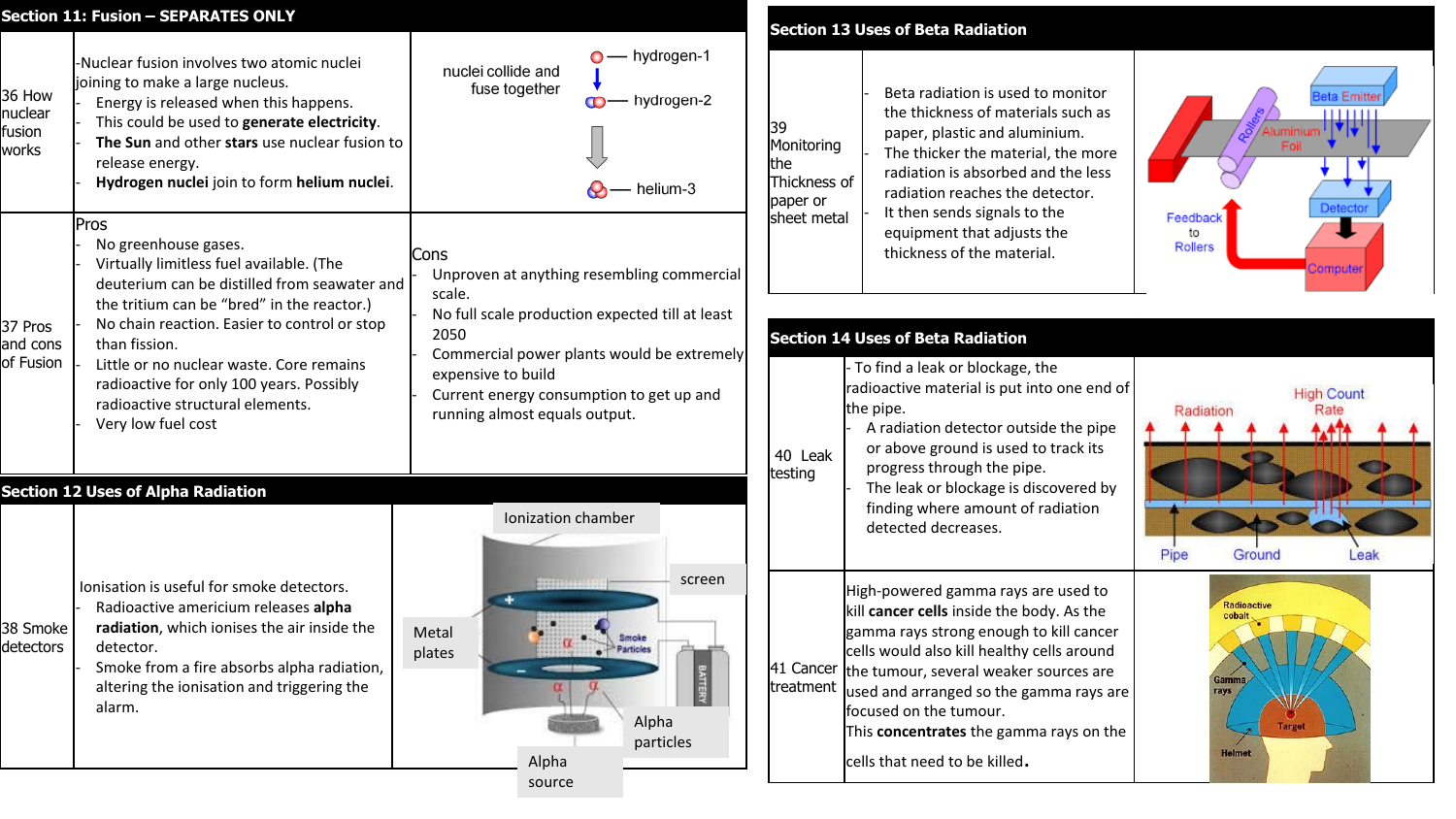## Section 11: Fusion – SEPARATES ONLY

| | | |
|---|---|---|
| 36 How nuclear fusion works | -Nuclear fusion involves two atomic nuclei joining to make a large nucleus.<br>- Energy is released when this happens.<br>- This could be used to **generate electricity**.<br>- **The Sun** and other **stars** use nuclear fusion to release energy.<br>- **Hydrogen nuclei** join to form **helium nuclei**. | nuclei collide and fuse together<br>hydrogen-1<br>hydrogen-2<br>helium-3 |
| 37 Pros and cons of Fusion | Pros<br>- No greenhouse gases.<br>- Virtually limitless fuel available. (The deuterium can be distilled from seawater and the tritium can be "bred" in the reactor.)<br>- No chain reaction. Easier to control or stop than fission.<br>- Little or no nuclear waste. Core remains radioactive for only 100 years. Possibly radioactive structural elements.<br>- Very low fuel cost | Cons<br>- Unproven at anything resembling commercial scale.<br>- No full scale production expected till at least 2050<br>- Commercial power plants would be extremely expensive to build<br>- Current energy consumption to get up and running almost equals output. |

## Section 12 Uses of Alpha Radiation

| | | |
|---|---|---|
| 38 Smoke detectors | Ionisation is useful for smoke detectors.<br>- Radioactive americium releases **alpha radiation**, which ionises the air inside the detector.<br>- Smoke from a fire absorbs alpha radiation, altering the ionisation and triggering the alarm. | Ionization chamber<br>screen<br>Metal plates<br>Smoke Particles<br>BATTERY<br>Alpha particles<br>Alpha source |

## Section 13 Uses of Beta Radiation

| | | |
|---|---|---|
| 39 Monitoring the Thickness of paper or sheet metal | - Beta radiation is used to monitor the thickness of materials such as paper, plastic and aluminium.<br>- The thicker the material, the more radiation is absorbed and the less radiation reaches the detector.<br>- It then sends signals to the equipment that adjusts the thickness of the material. | Beta Emitter<br>Rollers<br>Aluminium Foil<br>Detector<br>Feedback to Rollers<br>Computer |

## Section 14 Uses of Beta Radiation

| | | |
|---|---|---|
| 40 Leak testing | - To find a leak or blockage, the radioactive material is put into one end of the pipe.<br>- A radiation detector outside the pipe or above ground is used to track its progress through the pipe.<br>- The leak or blockage is discovered by finding where amount of radiation detected decreases. | Radiation<br>High Count Rate<br>Pipe<br>Ground<br>Leak |
| 41 Cancer treatment | High-powered gamma rays are used to kill **cancer cells** inside the body. As the gamma rays strong enough to kill cancer cells would also kill healthy cells around the tumour, several weaker sources are used and arranged so the gamma rays are focused on the tumour.<br>This **concentrates** the gamma rays on the cells that need to be killed. | Radioactive cobalt<br>Gamma rays<br>Target<br>Helmet |